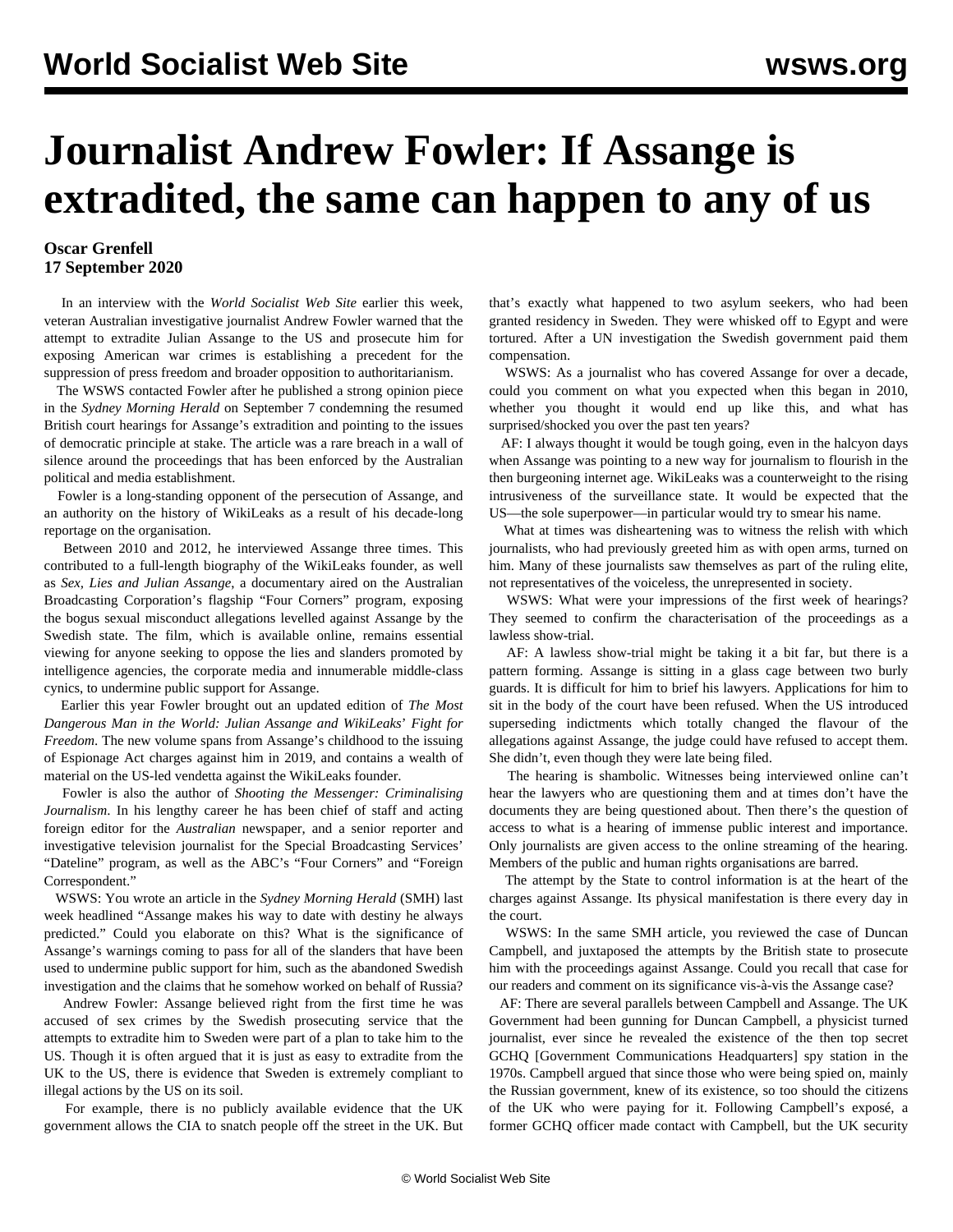# Journalist Andrew Fowler: If Assange is extradited, the same can happen to any of us

**Oscar Grenfell**
**17 September 2020**

In an interview with the *World Socialist Web Site* earlier this week, veteran Australian investigative journalist Andrew Fowler warned that the attempt to extradite Julian Assange to the US and prosecute him for exposing American war crimes is establishing a precedent for the suppression of press freedom and broader opposition to authoritarianism.

The WSWS contacted Fowler after he published a strong opinion piece in the *Sydney Morning Herald* on September 7 condemning the resumed British court hearings for Assange's extradition and pointing to the issues of democratic principle at stake. The article was a rare breach in a wall of silence around the proceedings that has been enforced by the Australian political and media establishment.

Fowler is a long-standing opponent of the persecution of Assange, and an authority on the history of WikiLeaks as a result of his decade-long reportage on the organisation.

Between 2010 and 2012, he interviewed Assange three times. This contributed to a full-length biography of the WikiLeaks founder, as well as *Sex, Lies and Julian Assange*, a documentary aired on the Australian Broadcasting Corporation's flagship "Four Corners" program, exposing the bogus sexual misconduct allegations levelled against Assange by the Swedish state. The film, which is available online, remains essential viewing for anyone seeking to oppose the lies and slanders promoted by intelligence agencies, the corporate media and innumerable middle-class cynics, to undermine public support for Assange.

Earlier this year Fowler brought out an updated edition of *The Most Dangerous Man in the World: Julian Assange and WikiLeaks' Fight for Freedom*. The new volume spans from Assange's childhood to the issuing of Espionage Act charges against him in 2019, and contains a wealth of material on the US-led vendetta against the WikiLeaks founder.

Fowler is also the author of *Shooting the Messenger: Criminalising Journalism*. In his lengthy career he has been chief of staff and acting foreign editor for the *Australian* newspaper, and a senior reporter and investigative television journalist for the Special Broadcasting Services' "Dateline" program, as well as the ABC's "Four Corners" and "Foreign Correspondent."

WSWS: You wrote an article in the *Sydney Morning Herald* (SMH) last week headlined "Assange makes his way to date with destiny he always predicted." Could you elaborate on this? What is the significance of Assange's warnings coming to pass for all of the slanders that have been used to undermine public support for him, such as the abandoned Swedish investigation and the claims that he somehow worked on behalf of Russia?

Andrew Fowler: Assange believed right from the first time he was accused of sex crimes by the Swedish prosecuting service that the attempts to extradite him to Sweden were part of a plan to take him to the US. Though it is often argued that it is just as easy to extradite from the UK to the US, there is evidence that Sweden is extremely compliant to illegal actions by the US on its soil.

For example, there is no publicly available evidence that the UK government allows the CIA to snatch people off the street in the UK. But that's exactly what happened to two asylum seekers, who had been granted residency in Sweden. They were whisked off to Egypt and were tortured. After a UN investigation the Swedish government paid them compensation.

WSWS: As a journalist who has covered Assange for over a decade, could you comment on what you expected when this began in 2010, whether you thought it would end up like this, and what has surprised/shocked you over the past ten years?

AF: I always thought it would be tough going, even in the halcyon days when Assange was pointing to a new way for journalism to flourish in the then burgeoning internet age. WikiLeaks was a counterweight to the rising intrusiveness of the surveillance state. It would be expected that the US—the sole superpower—in particular would try to smear his name.

What at times was disheartening was to witness the relish with which journalists, who had previously greeted him as with open arms, turned on him. Many of these journalists saw themselves as part of the ruling elite, not representatives of the voiceless, the unrepresented in society.

WSWS: What were your impressions of the first week of hearings? They seemed to confirm the characterisation of the proceedings as a lawless show-trial.

AF: A lawless show-trial might be taking it a bit far, but there is a pattern forming. Assange is sitting in a glass cage between two burly guards. It is difficult for him to brief his lawyers. Applications for him to sit in the body of the court have been refused. When the US introduced superseding indictments which totally changed the flavour of the allegations against Assange, the judge could have refused to accept them. She didn't, even though they were late being filed.

The hearing is shambolic. Witnesses being interviewed online can't hear the lawyers who are questioning them and at times don't have the documents they are being questioned about. Then there's the question of access to what is a hearing of immense public interest and importance. Only journalists are given access to the online streaming of the hearing. Members of the public and human rights organisations are barred.

The attempt by the State to control information is at the heart of the charges against Assange. Its physical manifestation is there every day in the court.

WSWS: In the same SMH article, you reviewed the case of Duncan Campbell, and juxtaposed the attempts by the British state to prosecute him with the proceedings against Assange. Could you recall that case for our readers and comment on its significance vis-à-vis the Assange case?

AF: There are several parallels between Campbell and Assange. The UK Government had been gunning for Duncan Campbell, a physicist turned journalist, ever since he revealed the existence of the then top secret GCHQ [Government Communications Headquarters] spy station in the 1970s. Campbell argued that since those who were being spied on, mainly the Russian government, knew of its existence, so too should the citizens of the UK who were paying for it. Following Campbell's exposé, a former GCHQ officer made contact with Campbell, but the UK security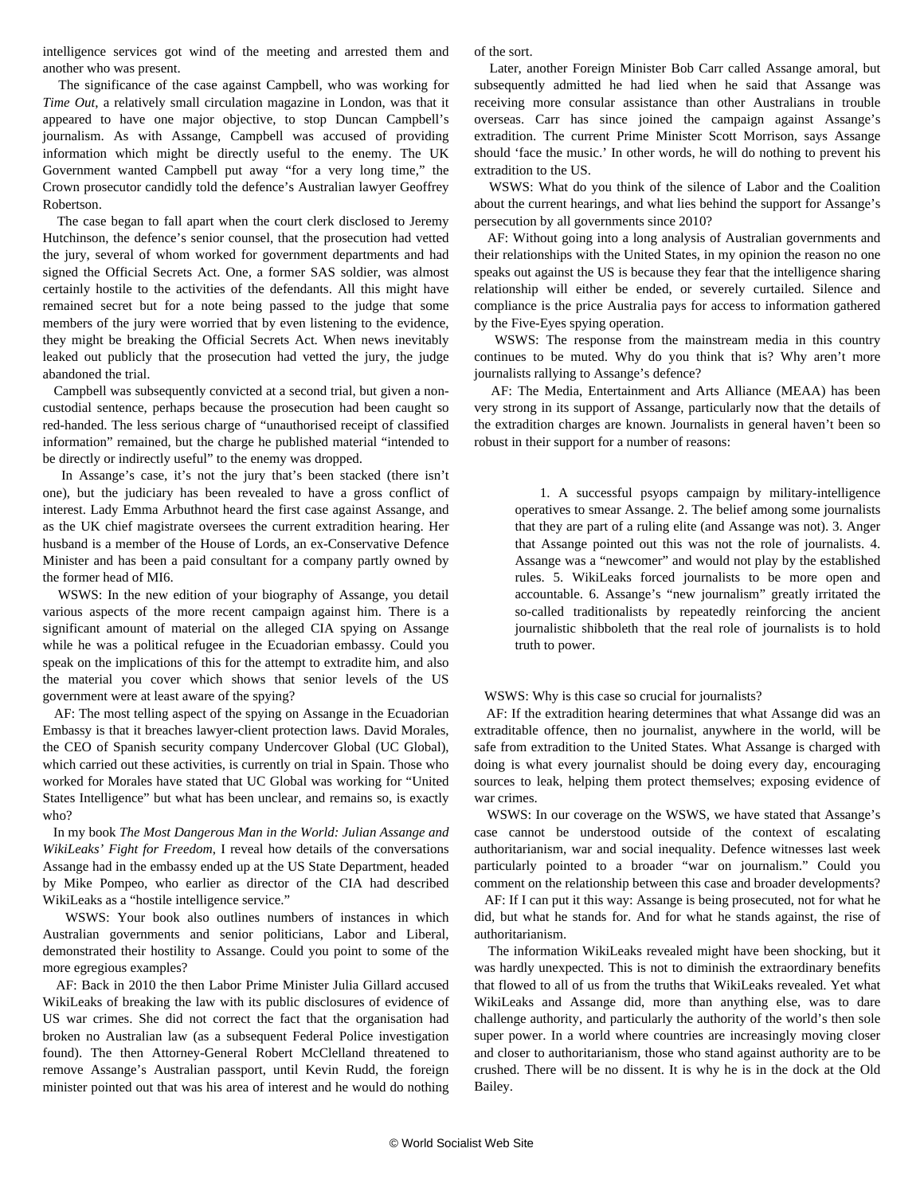intelligence services got wind of the meeting and arrested them and another who was present.

The significance of the case against Campbell, who was working for *Time Out*, a relatively small circulation magazine in London, was that it appeared to have one major objective, to stop Duncan Campbell's journalism. As with Assange, Campbell was accused of providing information which might be directly useful to the enemy. The UK Government wanted Campbell put away "for a very long time," the Crown prosecutor candidly told the defence's Australian lawyer Geoffrey Robertson.

The case began to fall apart when the court clerk disclosed to Jeremy Hutchinson, the defence's senior counsel, that the prosecution had vetted the jury, several of whom worked for government departments and had signed the Official Secrets Act. One, a former SAS soldier, was almost certainly hostile to the activities of the defendants. All this might have remained secret but for a note being passed to the judge that some members of the jury were worried that by even listening to the evidence, they might be breaking the Official Secrets Act. When news inevitably leaked out publicly that the prosecution had vetted the jury, the judge abandoned the trial.

Campbell was subsequently convicted at a second trial, but given a non-custodial sentence, perhaps because the prosecution had been caught so red-handed. The less serious charge of "unauthorised receipt of classified information" remained, but the charge he published material "intended to be directly or indirectly useful" to the enemy was dropped.

In Assange's case, it's not the jury that's been stacked (there isn't one), but the judiciary has been revealed to have a gross conflict of interest. Lady Emma Arbuthnot heard the first case against Assange, and as the UK chief magistrate oversees the current extradition hearing. Her husband is a member of the House of Lords, an ex-Conservative Defence Minister and has been a paid consultant for a company partly owned by the former head of MI6.

WSWS: In the new edition of your biography of Assange, you detail various aspects of the more recent campaign against him. There is a significant amount of material on the alleged CIA spying on Assange while he was a political refugee in the Ecuadorian embassy. Could you speak on the implications of this for the attempt to extradite him, and also the material you cover which shows that senior levels of the US government were at least aware of the spying?

AF: The most telling aspect of the spying on Assange in the Ecuadorian Embassy is that it breaches lawyer-client protection laws. David Morales, the CEO of Spanish security company Undercover Global (UC Global), which carried out these activities, is currently on trial in Spain. Those who worked for Morales have stated that UC Global was working for "United States Intelligence" but what has been unclear, and remains so, is exactly who?

In my book *The Most Dangerous Man in the World: Julian Assange and WikiLeaks' Fight for Freedom*, I reveal how details of the conversations Assange had in the embassy ended up at the US State Department, headed by Mike Pompeo, who earlier as director of the CIA had described WikiLeaks as a "hostile intelligence service."

WSWS: Your book also outlines numbers of instances in which Australian governments and senior politicians, Labor and Liberal, demonstrated their hostility to Assange. Could you point to some of the more egregious examples?

AF: Back in 2010 the then Labor Prime Minister Julia Gillard accused WikiLeaks of breaking the law with its public disclosures of evidence of US war crimes. She did not correct the fact that the organisation had broken no Australian law (as a subsequent Federal Police investigation found). The then Attorney-General Robert McClelland threatened to remove Assange's Australian passport, until Kevin Rudd, the foreign minister pointed out that was his area of interest and he would do nothing of the sort.

Later, another Foreign Minister Bob Carr called Assange amoral, but subsequently admitted he had lied when he said that Assange was receiving more consular assistance than other Australians in trouble overseas. Carr has since joined the campaign against Assange's extradition. The current Prime Minister Scott Morrison, says Assange should 'face the music.' In other words, he will do nothing to prevent his extradition to the US.

WSWS: What do you think of the silence of Labor and the Coalition about the current hearings, and what lies behind the support for Assange's persecution by all governments since 2010?

AF: Without going into a long analysis of Australian governments and their relationships with the United States, in my opinion the reason no one speaks out against the US is because they fear that the intelligence sharing relationship will either be ended, or severely curtailed. Silence and compliance is the price Australia pays for access to information gathered by the Five-Eyes spying operation.

WSWS: The response from the mainstream media in this country continues to be muted. Why do you think that is? Why aren't more journalists rallying to Assange's defence?

AF: The Media, Entertainment and Arts Alliance (MEAA) has been very strong in its support of Assange, particularly now that the details of the extradition charges are known. Journalists in general haven't been so robust in their support for a number of reasons:

> 1. A successful psyops campaign by military-intelligence operatives to smear Assange. 2. The belief among some journalists that they are part of a ruling elite (and Assange was not). 3. Anger that Assange pointed out this was not the role of journalists. 4. Assange was a "newcomer" and would not play by the established rules. 5. WikiLeaks forced journalists to be more open and accountable. 6. Assange's "new journalism" greatly irritated the so-called traditionalists by repeatedly reinforcing the ancient journalistic shibboleth that the real role of journalists is to hold truth to power.

WSWS: Why is this case so crucial for journalists?

AF: If the extradition hearing determines that what Assange did was an extraditable offence, then no journalist, anywhere in the world, will be safe from extradition to the United States. What Assange is charged with doing is what every journalist should be doing every day, encouraging sources to leak, helping them protect themselves; exposing evidence of war crimes.

WSWS: In our coverage on the WSWS, we have stated that Assange's case cannot be understood outside of the context of escalating authoritarianism, war and social inequality. Defence witnesses last week particularly pointed to a broader "war on journalism." Could you comment on the relationship between this case and broader developments?

AF: If I can put it this way: Assange is being prosecuted, not for what he did, but what he stands for. And for what he stands against, the rise of authoritarianism.

The information WikiLeaks revealed might have been shocking, but it was hardly unexpected. This is not to diminish the extraordinary benefits that flowed to all of us from the truths that WikiLeaks revealed. Yet what WikiLeaks and Assange did, more than anything else, was to dare challenge authority, and particularly the authority of the world's then sole super power. In a world where countries are increasingly moving closer and closer to authoritarianism, those who stand against authority are to be crushed. There will be no dissent. It is why he is in the dock at the Old Bailey.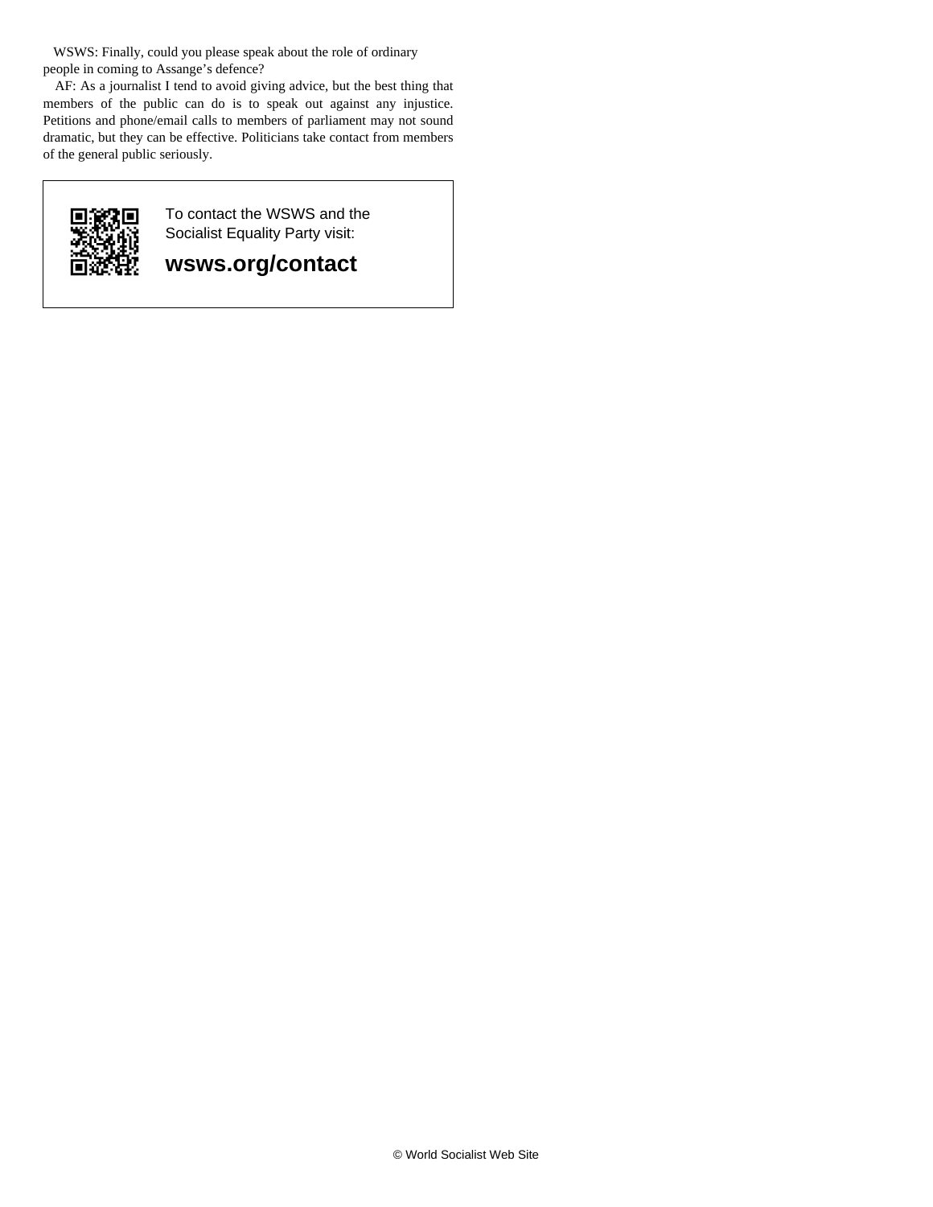WSWS: Finally, could you please speak about the role of ordinary people in coming to Assange's defence?

AF: As a journalist I tend to avoid giving advice, but the best thing that members of the public can do is to speak out against any injustice. Petitions and phone/email calls to members of parliament may not sound dramatic, but they can be effective. Politicians take contact from members of the general public seriously.

To contact the WSWS and the Socialist Equality Party visit:

**wsws.org/contact**

© World Socialist Web Site